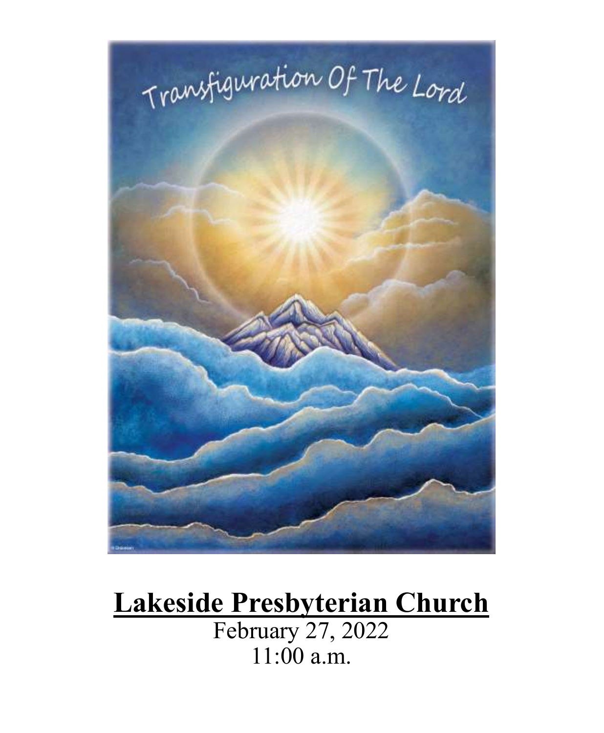# Lakeside Presbyterian Church

February 27, 2022

11:00 a.m.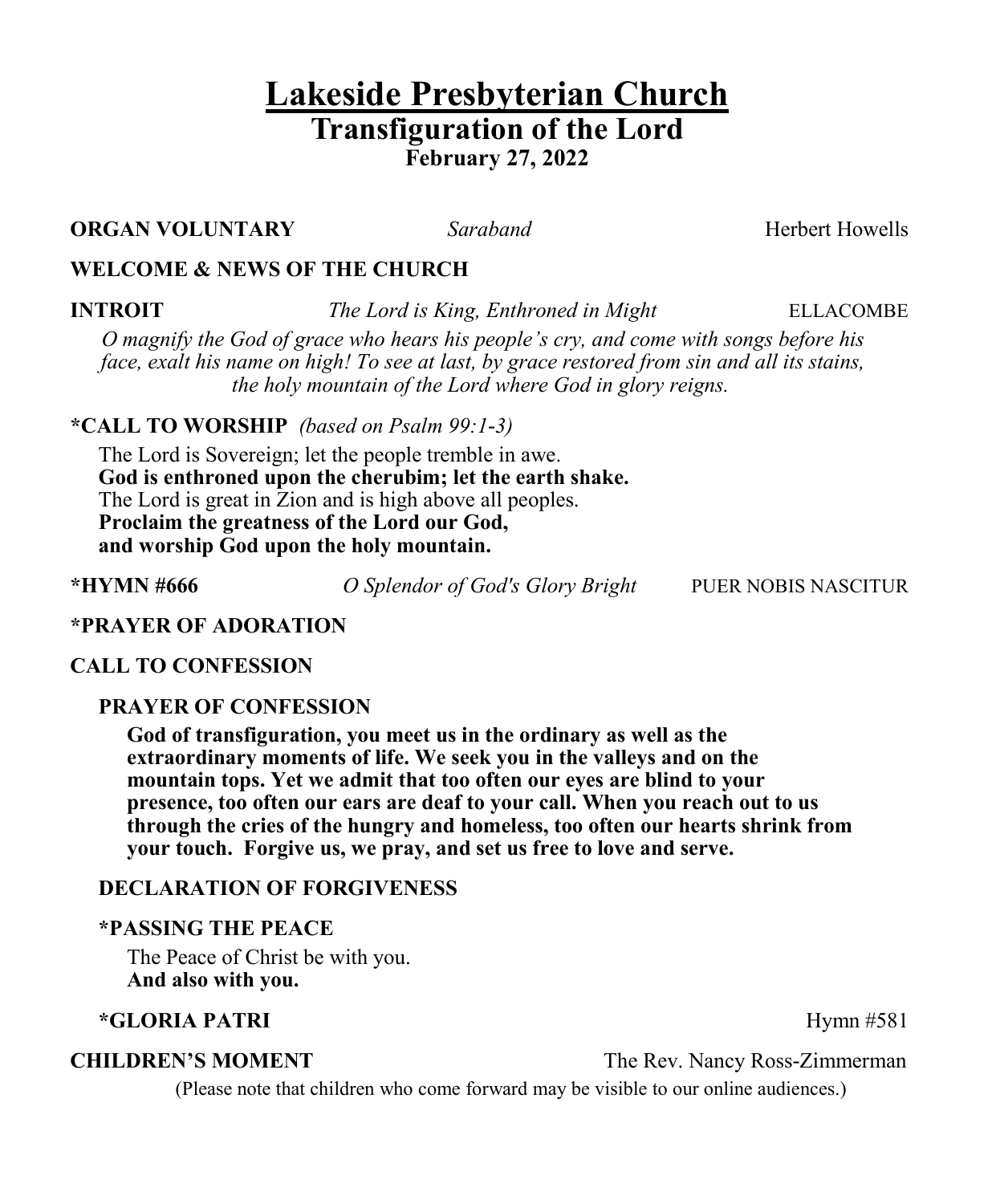# Lakeside Presbyterian Church

## Transfiguration of the Lord

**February 27, 2022**

**ORGAN VOLUNTARY** *Saraband* Herbert Howells

**WELCOME & NEWS OF THE CHURCH**

**INTROIT** *The Lord is King, Enthroned in Might* ELLACOMBE

*O magnify the God of grace who hears his people's cry, and come with songs before his face, exalt his name on high! To see at last, by grace restored from sin and all its stains, the holy mountain of the Lord where God in glory reigns.*

**\*CALL TO WORSHIP** *(based on Psalm 99:1-3)*

The Lord is Sovereign; let the people tremble in awe.
**God is enthroned upon the cherubim; let the earth shake.**
The Lord is great in Zion and is high above all peoples.
**Proclaim the greatness of the Lord our God,**
**and worship God upon the holy mountain.**

**\*HYMN #666** *O Splendor of God's Glory Bright* PUER NOBIS NASCITUR

**\*PRAYER OF ADORATION**

**CALL TO CONFESSION**

**PRAYER OF CONFESSION**

**God of transfiguration, you meet us in the ordinary as well as the extraordinary moments of life. We seek you in the valleys and on the mountain tops. Yet we admit that too often our eyes are blind to your presence, too often our ears are deaf to your call. When you reach out to us through the cries of the hungry and homeless, too often our hearts shrink from your touch. Forgive us, we pray, and set us free to love and serve.**

**DECLARATION OF FORGIVENESS**

**\*PASSING THE PEACE**

The Peace of Christ be with you.
**And also with you.**

**\*GLORIA PATRI** Hymn #581

**CHILDREN'S MOMENT** The Rev. Nancy Ross-Zimmerman

(Please note that children who come forward may be visible to our online audiences.)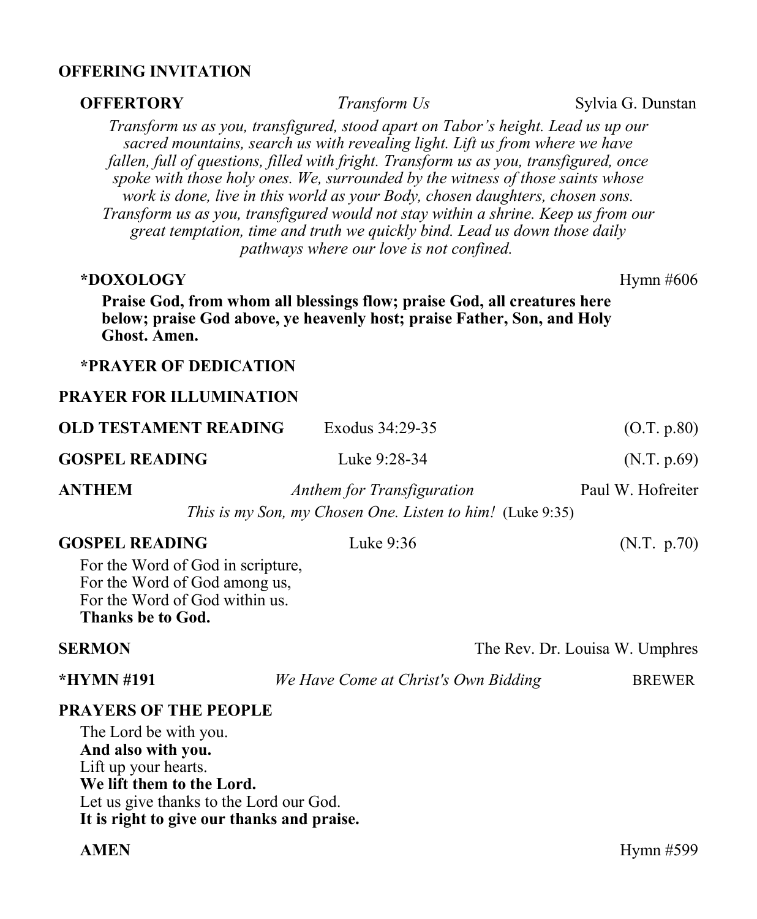**OFFERING INVITATION**

**OFFERTORY** *Transform Us* Sylvia G. Dunstan

*Transform us as you, transfigured, stood apart on Tabor's height. Lead us up our sacred mountains, search us with revealing light. Lift us from where we have fallen, full of questions, filled with fright. Transform us as you, transfigured, once spoke with those holy ones. We, surrounded by the witness of those saints whose work is done, live in this world as your Body, chosen daughters, chosen sons. Transform us as you, transfigured would not stay within a shrine. Keep us from our great temptation, time and truth we quickly bind. Lead us down those daily pathways where our love is not confined.*

**\*DOXOLOGY** Hymn #606

**Praise God, from whom all blessings flow; praise God, all creatures here below; praise God above, ye heavenly host; praise Father, Son, and Holy Ghost. Amen.**

**\*PRAYER OF DEDICATION**

**PRAYER FOR ILLUMINATION**

**OLD TESTAMENT READING** Exodus 34:29-35 (O.T. p.80)

**GOSPEL READING** Luke 9:28-34 (N.T. p.69)

**ANTHEM** *Anthem for Transfiguration* Paul W. Hofreiter

*This is my Son, my Chosen One. Listen to him!* (Luke 9:35)

**GOSPEL READING** Luke 9:36 (N.T. p.70)

For the Word of God in scripture,  
For the Word of God among us,  
For the Word of God within us.  
**Thanks be to God.**

**SERMON** The Rev. Dr. Louisa W. Umphres

**\*HYMN #191** *We Have Come at Christ's Own Bidding* BREWER

**PRAYERS OF THE PEOPLE**

The Lord be with you.  
**And also with you.**  
Lift up your hearts.  
**We lift them to the Lord.**  
Let us give thanks to the Lord our God.  
**It is right to give our thanks and praise.**

**AMEN** Hymn #599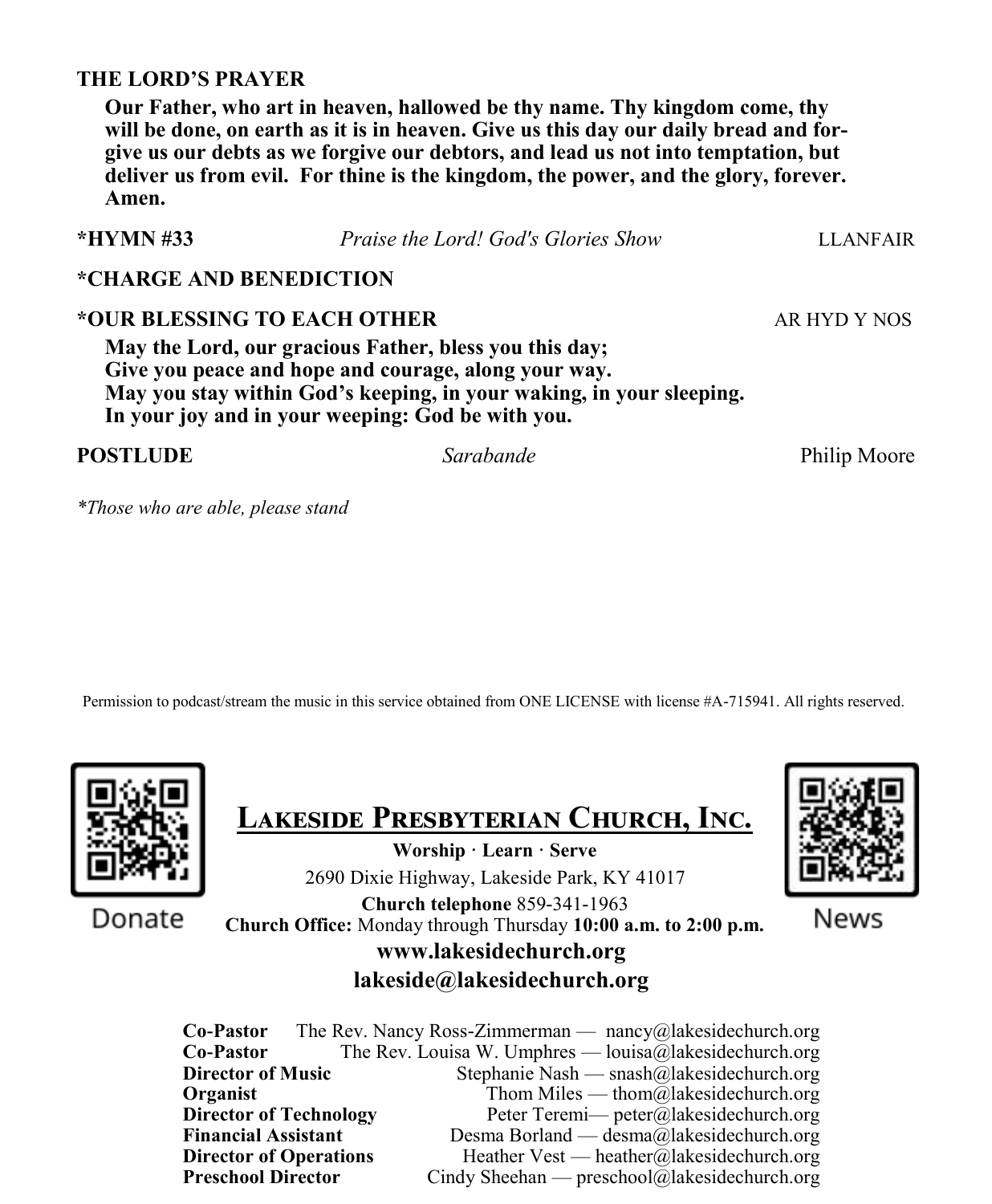**THE LORD'S PRAYER**

**Our Father, who art in heaven, hallowed be thy name. Thy kingdom come, thy will be done, on earth as it is in heaven. Give us this day our daily bread and forgive us our debts as we forgive our debtors, and lead us not into temptation, but deliver us from evil. For thine is the kingdom, the power, and the glory, forever. Amen.**

**\*HYMN #33** *Praise the Lord! God's Glories Show* LLANFAIR

**\*CHARGE AND BENEDICTION**

**\*OUR BLESSING TO EACH OTHER** AR HYD Y NOS

**May the Lord, our gracious Father, bless you this day;**
**Give you peace and hope and courage, along your way.**
**May you stay within God's keeping, in your waking, in your sleeping.**
**In your joy and in your weeping: God be with you.**

**POSTLUDE** *Sarabande* Philip Moore

*\*Those who are able, please stand*

Permission to podcast/stream the music in this service obtained from ONE LICENSE with license #A-715941. All rights reserved.

Donate

News

## Lakeside Presbyterian Church, Inc.

**Worship · Learn · Serve**

2690 Dixie Highway, Lakeside Park, KY 41017

**Church telephone** 859-341-1963

**Church Office:** Monday through Thursday **10:00 a.m. to 2:00 p.m.**

**www.lakesidechurch.org**

**lakeside@lakesidechurch.org**

| | |
|---|---|
| **Co-Pastor** | The Rev. Nancy Ross-Zimmerman — nancy@lakesidechurch.org |
| **Co-Pastor** | The Rev. Louisa W. Umphres — louisa@lakesidechurch.org |
| **Director of Music** | Stephanie Nash — snash@lakesidechurch.org |
| **Organist** | Thom Miles — thom@lakesidechurch.org |
| **Director of Technology** | Peter Teremi— peter@lakesidechurch.org |
| **Financial Assistant** | Desma Borland — desma@lakesidechurch.org |
| **Director of Operations** | Heather Vest — heather@lakesidechurch.org |
| **Preschool Director** | Cindy Sheehan — preschool@lakesidechurch.org |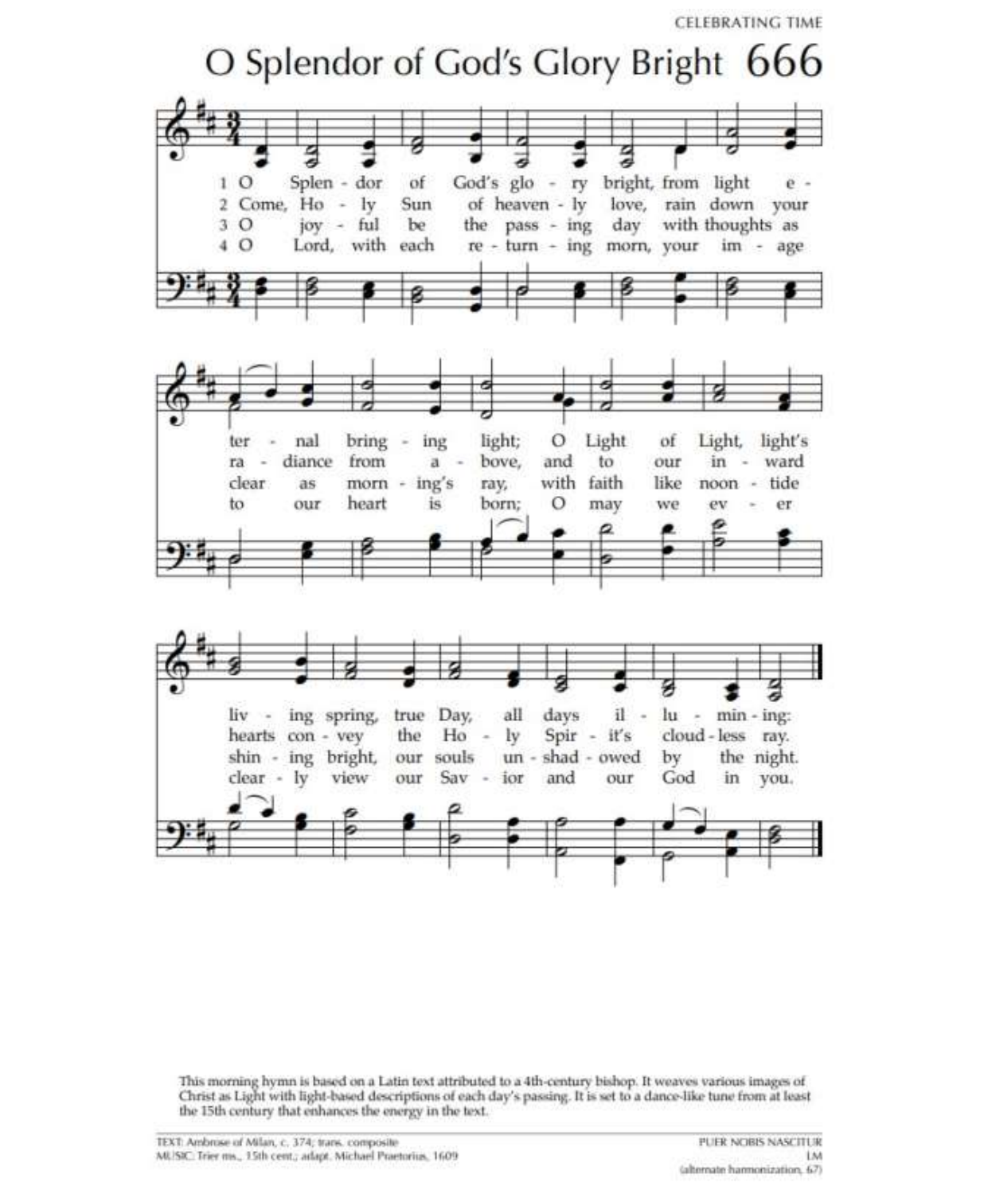# O Splendor of God's Glory Bright 666

1 O Splendor of God's glory bright, from light eternal bringing light; O Light of Light, light's living spring, true Day, all days illumining:

2 Come, Holy Sun of heavenly love, rain down your radiance from above, and to our inward hearts convey the Holy Spirit's cloudless ray.

3 O joyful be the passing day with thoughts as clear as morning's ray, with faith like noontide shining bright, our souls unshadowed by the night.

4 O Lord, with each returning morn, your image to our heart is born; O may we ever clearly view our Savior and our God in you.

This morning hymn is based on a Latin text attributed to a 4th-century bishop. It weaves various images of Christ as Light with light-based descriptions of each day's passing. It is set to a dance-like tune from at least the 15th century that enhances the energy in the text.

TEXT: Ambrose of Milan, c. 374; trans. composite
MUSIC: Trier ms., 15th cent.; adapt. Michael Praetorius, 1609

PUER NOBIS NASCITUR
LM
(alternate harmonization, 67)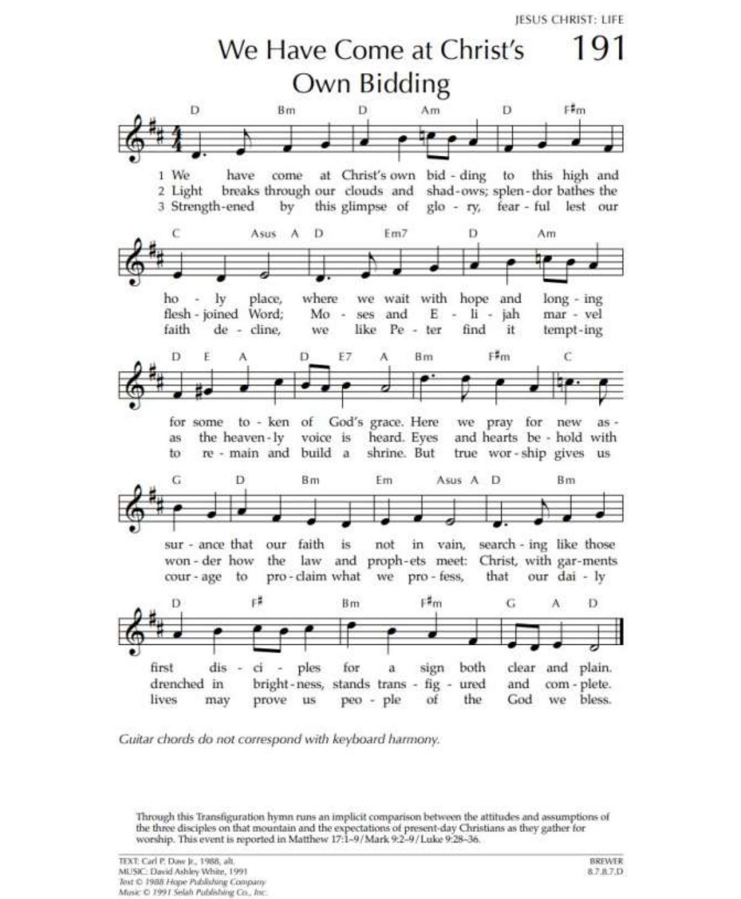JESUS CHRIST: LIFE

# We Have Come at Christ's Own Bidding

## 191

1 We have come at Christ's own bidding to this high and holy place, where we wait with hope and longing for some token of God's grace. Here we pray for new assurance that our faith is not in vain, searching like those first disciples for a sign both clear and plain.

2 Light breaks through our clouds and shadows; splendor bathes the flesh-joined Word; Moses and Elijah marvel as the heavenly voice is heard. Eyes and hearts behold with wonder how the law and prophets meet: Christ, with garments drenched in brightness, stands transfigured and complete.

3 Strengthened by this glimpse of glory, fearful lest our faith decline, we like Peter find it tempting to remain and build a shrine. But true worship gives us courage to proclaim what we profess, that our daily lives may prove us people of the God we bless.

*Guitar chords do not correspond with keyboard harmony.*

Through this Transfiguration hymn runs an implicit comparison between the attitudes and assumptions of the three disciples on that mountain and the expectations of present-day Christians as they gather for worship. This event is reported in Matthew 17:1–9/Mark 9:2–9/Luke 9:28–36.

TEXT: Carl P. Daw Jr., 1988, alt.
MUSIC: David Ashley White, 1991
*Text © 1988 Hope Publishing Company*
*Music © 1991 Selah Publishing Co., Inc.*

BREWER
8.7.8.7.D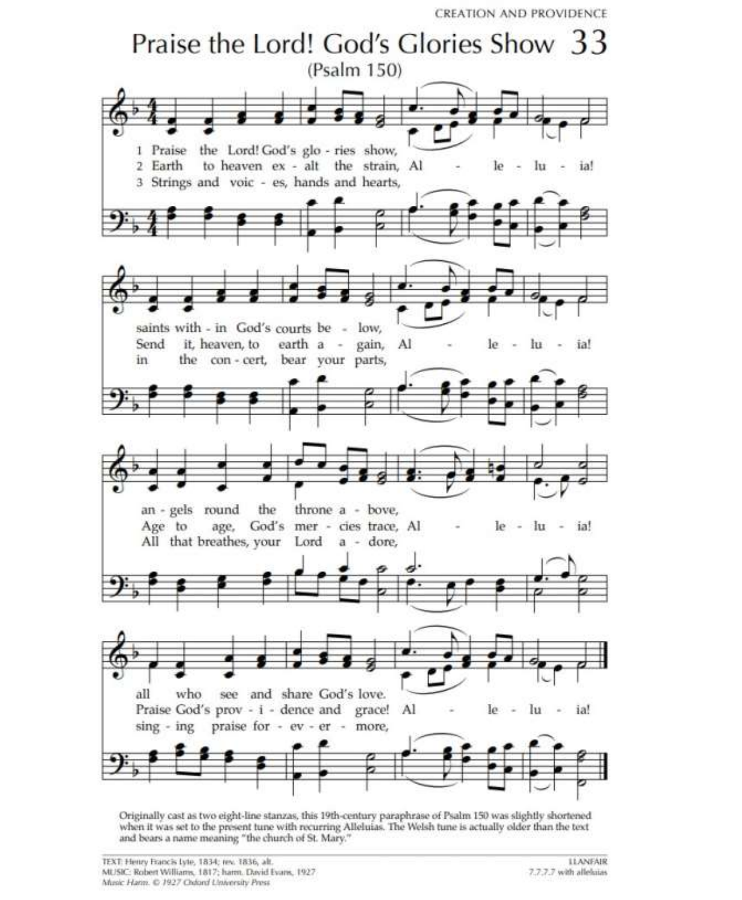# Praise the Lord! God's Glories Show 33

(Psalm 150)

1 Praise the Lord! God's glories show, Alleluia!
saints within God's courts below, Alleluia!
angels round the throne above, Alleluia!
all who see and share God's love. Alleluia!

2 Earth to heaven exalt the strain, Alleluia!
Send it, heaven, to earth again, Alleluia!
Age to age, God's mercies trace, Alleluia!
Praise God's providence and grace! Alleluia!

3 Strings and voices, hands and hearts, Alleluia!
in the concert, bear your parts, Alleluia!
All that breathes, your Lord adore, Alleluia!
singing praise forevermore, Alleluia!

Originally cast as two eight-line stanzas, this 19th-century paraphrase of Psalm 150 was slightly shortened when it was set to the present tune with recurring Alleluias. The Welsh tune is actually older than the text and bears a name meaning "the church of St. Mary."

TEXT: Henry Francis Lyte, 1834; rev. 1836, alt.
MUSIC: Robert Williams, 1817; harm. David Evans, 1927
*Music Harm. © 1927 Oxford University Press*

LLANFAIR
7.7.7.7 with alleluias